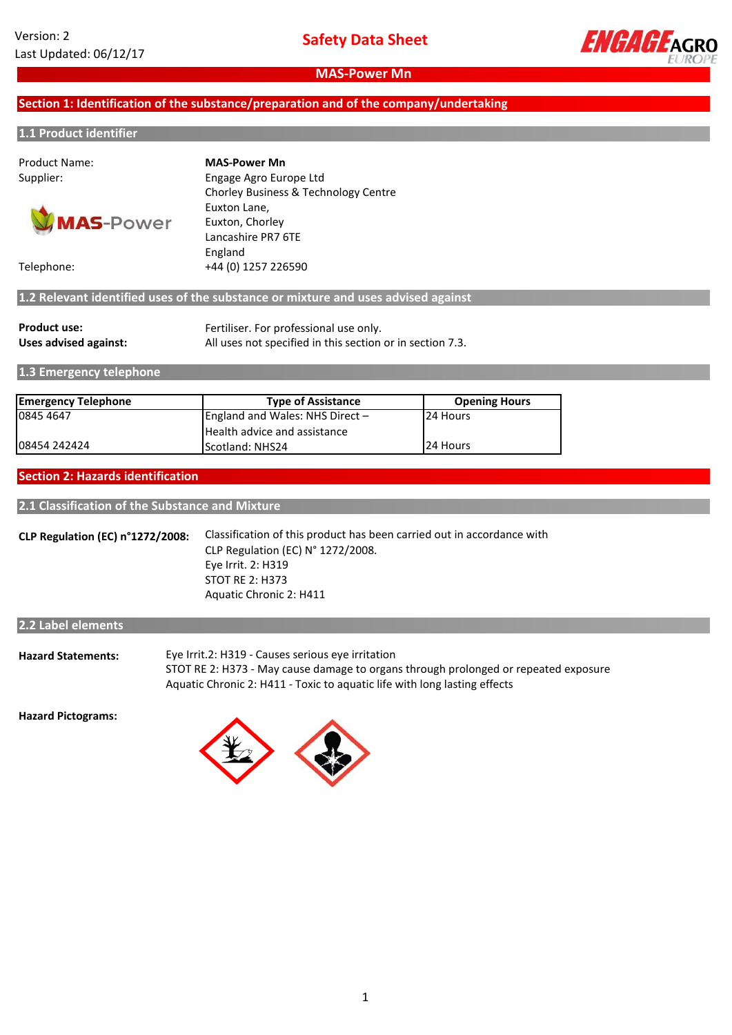Version: 2
Last Updated: 06/12/17

# Safety Data Sheet

## MAS-Power Mn

## Section 1: Identification of the substance/preparation and of the company/undertaking

### 1.1 Product identifier

Product Name: **MAS-Power Mn**

Supplier: Engage Agro Europe Ltd
Chorley Business & Technology Centre
Euxton Lane,
Euxton, Chorley
Lancashire PR7 6TE
England

Telephone: +44 (0) 1257 226590

### 1.2 Relevant identified uses of the substance or mixture and uses advised against

**Product use:** Fertiliser. For professional use only.

**Uses advised against:** All uses not specified in this section or in section 7.3.

### 1.3 Emergency telephone

| Emergency Telephone | Type of Assistance | Opening Hours |
|---|---|---|
| 0845 4647 | England and Wales: NHS Direct – Health advice and assistance | 24 Hours |
| 08454 242424 | Scotland: NHS24 | 24 Hours |

## Section 2: Hazards identification

### 2.1 Classification of the Substance and Mixture

**CLP Regulation (EC) n°1272/2008:** Classification of this product has been carried out in accordance with CLP Regulation (EC) N° 1272/2008.
Eye Irrit. 2: H319
STOT RE 2: H373
Aquatic Chronic 2: H411

### 2.2 Label elements

**Hazard Statements:**
Eye Irrit.2: H319 - Causes serious eye irritation
STOT RE 2: H373 - May cause damage to organs through prolonged or repeated exposure
Aquatic Chronic 2: H411 - Toxic to aquatic life with long lasting effects

**Hazard Pictograms:**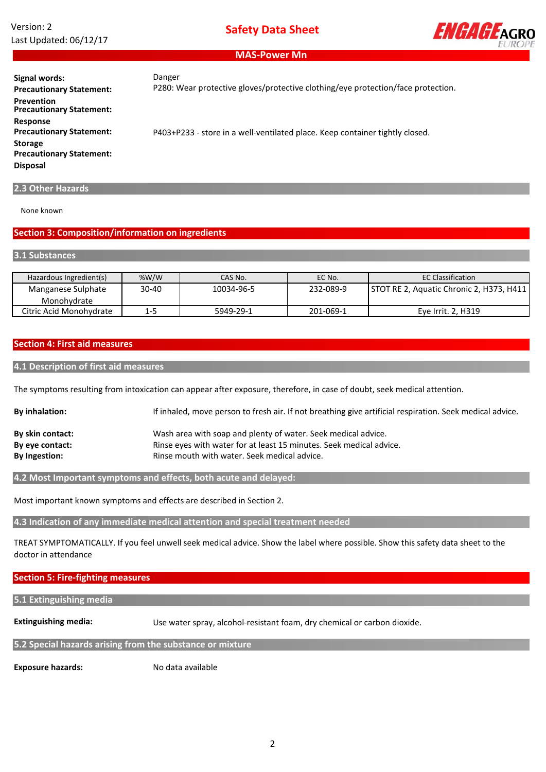| | |
|---|---|
| **Signal words:** | Danger |
| **Precautionary Statement: Prevention** | P280: Wear protective gloves/protective clothing/eye protection/face protection. |
| **Precautionary Statement: Response** | |
| **Precautionary Statement: Storage** | P403+P233 - store in a well-ventilated place. Keep container tightly closed. |
| **Precautionary Statement: Disposal** | |

### 2.3 Other Hazards

None known

## Section 3: Composition/information on ingredients

### 3.1 Substances

| Hazardous Ingredient(s) | %W/W | CAS No. | EC No. | EC Classification |
|---|---|---|---|---|
| Manganese Sulphate Monohydrate | 30-40 | 10034-96-5 | 232-089-9 | STOT RE 2, Aquatic Chronic 2, H373, H411 |
| Citric Acid Monohydrate | 1-5 | 5949-29-1 | 201-069-1 | Eye Irrit. 2, H319 |

## Section 4: First aid measures

### 4.1 Description of first aid measures

The symptoms resulting from intoxication can appear after exposure, therefore, in case of doubt, seek medical attention.

**By inhalation:** If inhaled, move person to fresh air. If not breathing give artificial respiration. Seek medical advice.

**By skin contact:** Wash area with soap and plenty of water. Seek medical advice.

**By eye contact:** Rinse eyes with water for at least 15 minutes. Seek medical advice.

**By Ingestion:** Rinse mouth with water. Seek medical advice.

### 4.2 Most Important symptoms and effects, both acute and delayed:

Most important known symptoms and effects are described in Section 2.

### 4.3 Indication of any immediate medical attention and special treatment needed

TREAT SYMPTOMATICALLY. If you feel unwell seek medical advice. Show the label where possible. Show this safety data sheet to the doctor in attendance

## Section 5: Fire-fighting measures

### 5.1 Extinguishing media

**Extinguishing media:** Use water spray, alcohol-resistant foam, dry chemical or carbon dioxide.

### 5.2 Special hazards arising from the substance or mixture

**Exposure hazards:** No data available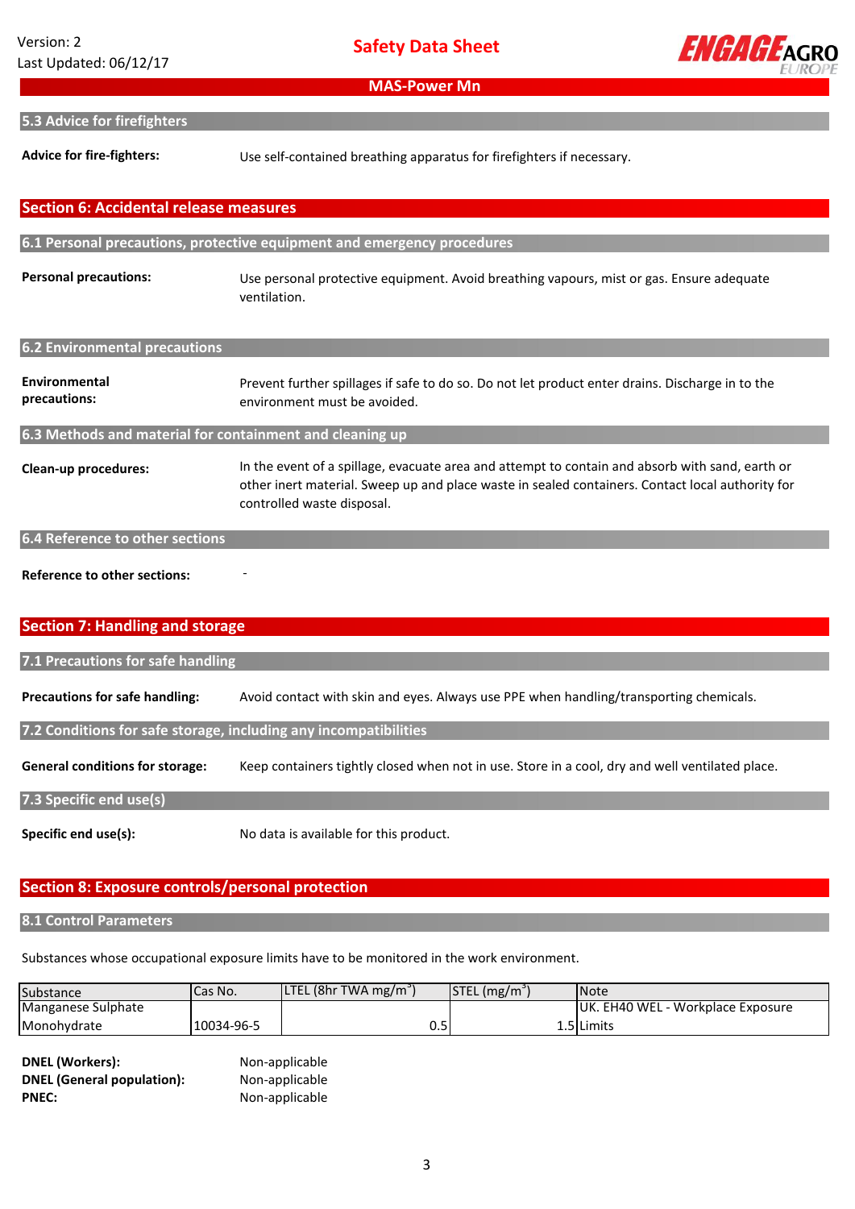## 5.3 Advice for firefighters

**Advice for fire-fighters:** Use self-contained breathing apparatus for firefighters if necessary.

# Section 6: Accidental release measures

## 6.1 Personal precautions, protective equipment and emergency procedures

**Personal precautions:** Use personal protective equipment. Avoid breathing vapours, mist or gas. Ensure adequate ventilation.

## 6.2 Environmental precautions

**Environmental precautions:** Prevent further spillages if safe to do so. Do not let product enter drains. Discharge in to the environment must be avoided.

## 6.3 Methods and material for containment and cleaning up

**Clean-up procedures:** In the event of a spillage, evacuate area and attempt to contain and absorb with sand, earth or other inert material. Sweep up and place waste in sealed containers. Contact local authority for controlled waste disposal.

## 6.4 Reference to other sections

**Reference to other sections:** -

# Section 7: Handling and storage

## 7.1 Precautions for safe handling

**Precautions for safe handling:** Avoid contact with skin and eyes. Always use PPE when handling/transporting chemicals.

## 7.2 Conditions for safe storage, including any incompatibilities

**General conditions for storage:** Keep containers tightly closed when not in use. Store in a cool, dry and well ventilated place.

## 7.3 Specific end use(s)

**Specific end use(s):** No data is available for this product.

# Section 8: Exposure controls/personal protection

## 8.1 Control Parameters

Substances whose occupational exposure limits have to be monitored in the work environment.

| Substance | Cas No. | LTEL (8hr TWA mg/m$^3$) | STEL (mg/m$^3$) | Note |
|---|---|---|---|---|
| Manganese Sulphate Monohydrate | 10034-96-5 | 0.5 | 1.5 | UK. EH40 WEL - Workplace Exposure Limits |

**DNEL (Workers):** Non-applicable
**DNEL (General population):** Non-applicable
**PNEC:** Non-applicable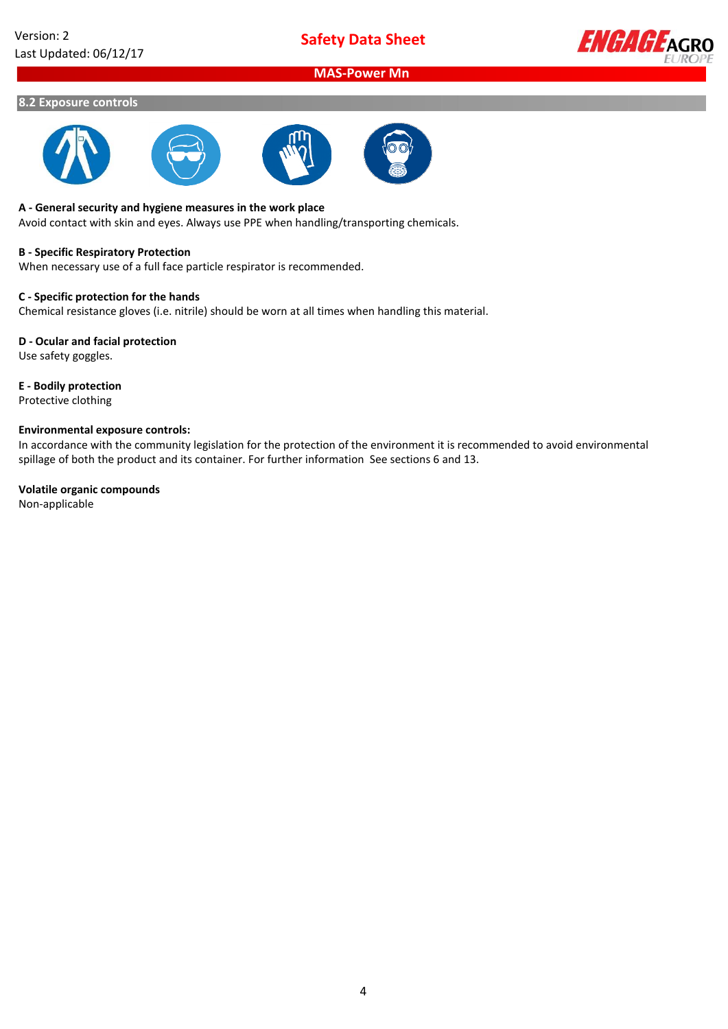## 8.2 Exposure controls

**A - General security and hygiene measures in the work place**

Avoid contact with skin and eyes. Always use PPE when handling/transporting chemicals.

**B - Specific Respiratory Protection**

When necessary use of a full face particle respirator is recommended.

**C - Specific protection for the hands**

Chemical resistance gloves (i.e. nitrile) should be worn at all times when handling this material.

**D - Ocular and facial protection**

Use safety goggles.

**E - Bodily protection**

Protective clothing

**Environmental exposure controls:**

In accordance with the community legislation for the protection of the environment it is recommended to avoid environmental spillage of both the product and its container. For further information See sections 6 and 13.

**Volatile organic compounds**

Non-applicable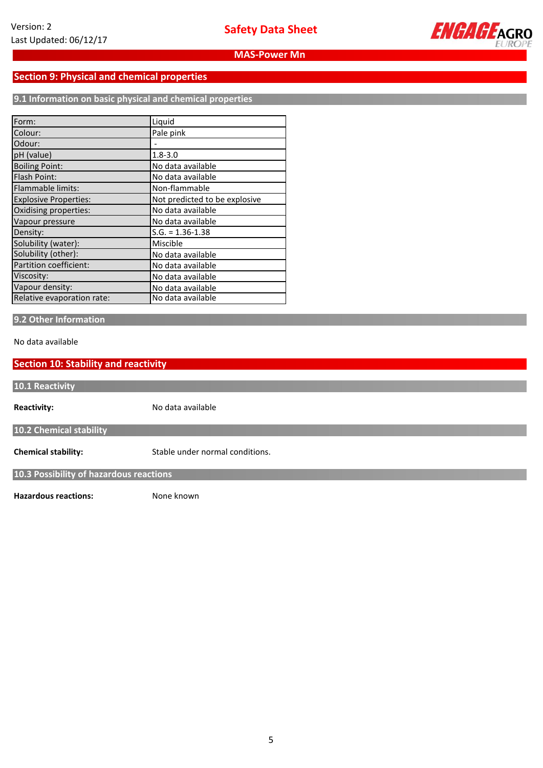## Section 9: Physical and chemical properties

### 9.1 Information on basic physical and chemical properties

| | |
|---|---|
| Form: | Liquid |
| Colour: | Pale pink |
| Odour: | - |
| pH (value) | 1.8-3.0 |
| Boiling Point: | No data available |
| Flash Point: | No data available |
| Flammable limits: | Non-flammable |
| Explosive Properties: | Not predicted to be explosive |
| Oxidising properties: | No data available |
| Vapour pressure | No data available |
| Density: | S.G. = 1.36-1.38 |
| Solubility (water): | Miscible |
| Solubility (other): | No data available |
| Partition coefficient: | No data available |
| Viscosity: | No data available |
| Vapour density: | No data available |
| Relative evaporation rate: | No data available |

### 9.2 Other Information

No data available

## Section 10: Stability and reactivity

### 10.1 Reactivity

**Reactivity:** No data available

### 10.2 Chemical stability

**Chemical stability:** Stable under normal conditions.

### 10.3 Possibility of hazardous reactions

**Hazardous reactions:** None known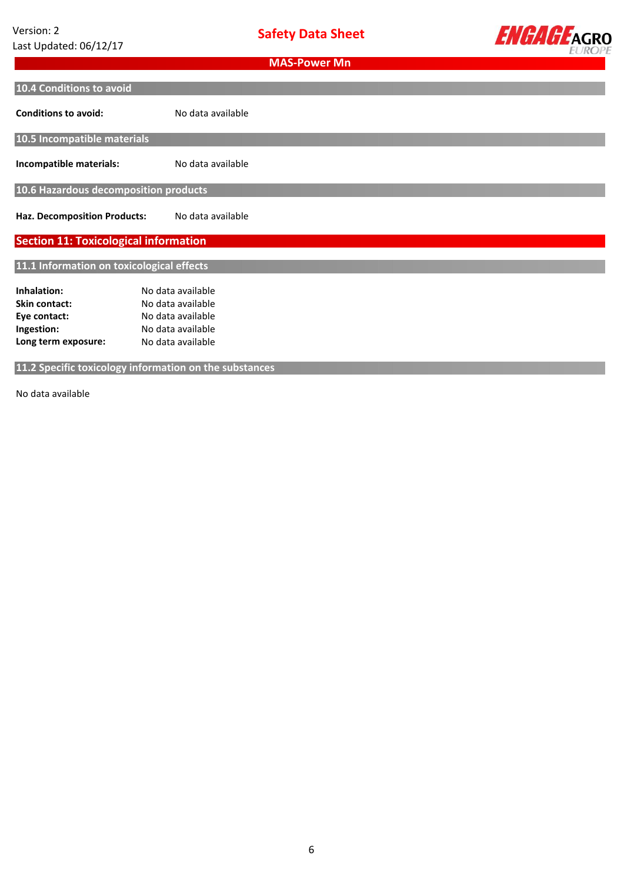### 10.4 Conditions to avoid

**Conditions to avoid:** No data available

### 10.5 Incompatible materials

**Incompatible materials:** No data available

### 10.6 Hazardous decomposition products

**Haz. Decomposition Products:** No data available

## Section 11: Toxicological information

### 11.1 Information on toxicological effects

**Inhalation:** No data available
**Skin contact:** No data available
**Eye contact:** No data available
**Ingestion:** No data available
**Long term exposure:** No data available

### 11.2 Specific toxicology information on the substances

No data available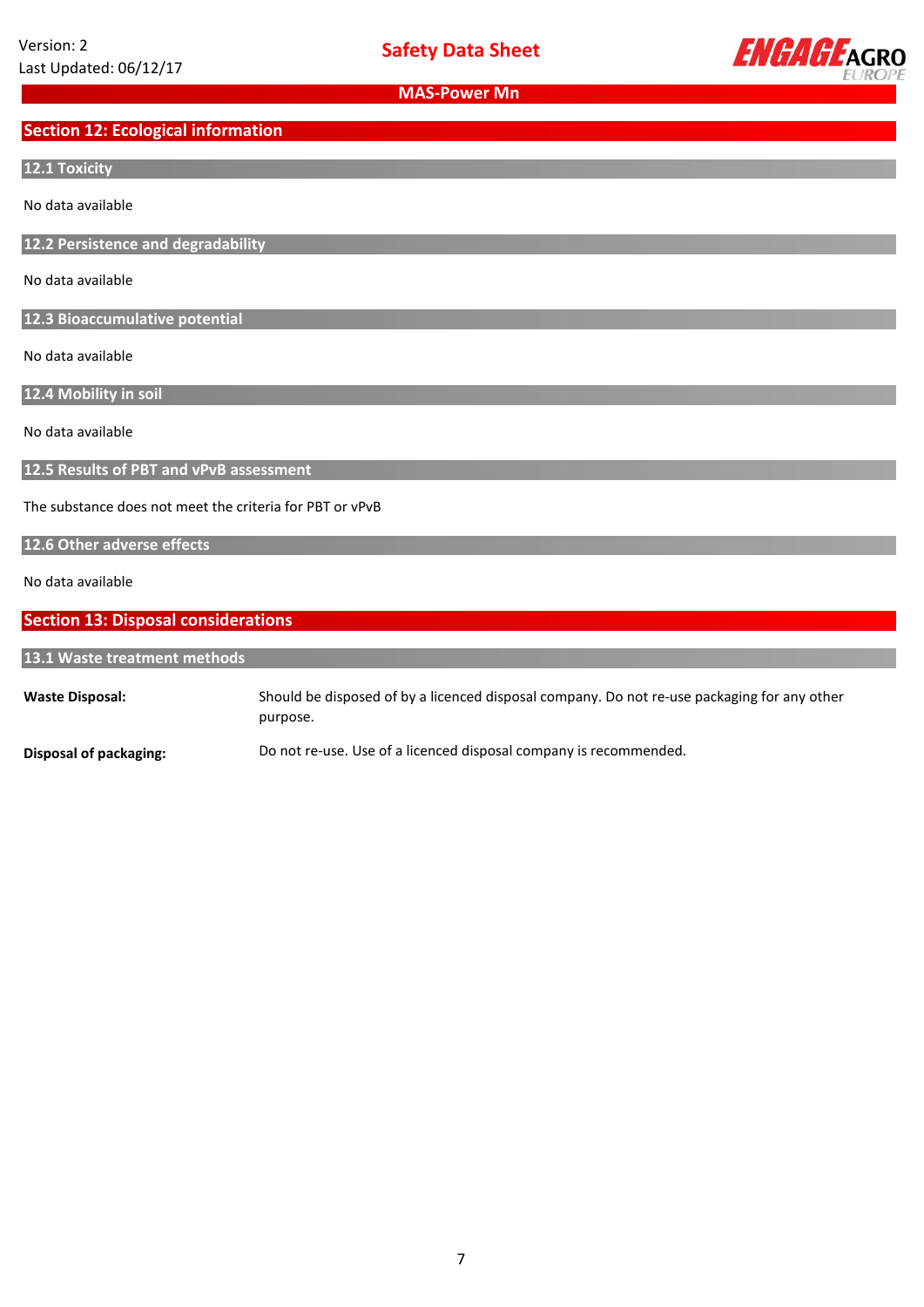## Section 12: Ecological information

### 12.1 Toxicity

No data available

### 12.2 Persistence and degradability

No data available

### 12.3 Bioaccumulative potential

No data available

### 12.4 Mobility in soil

No data available

### 12.5 Results of PBT and vPvB assessment

The substance does not meet the criteria for PBT or vPvB

### 12.6 Other adverse effects

No data available

## Section 13: Disposal considerations

### 13.1 Waste treatment methods

**Waste Disposal:** Should be disposed of by a licenced disposal company. Do not re-use packaging for any other purpose.

**Disposal of packaging:** Do not re-use. Use of a licenced disposal company is recommended.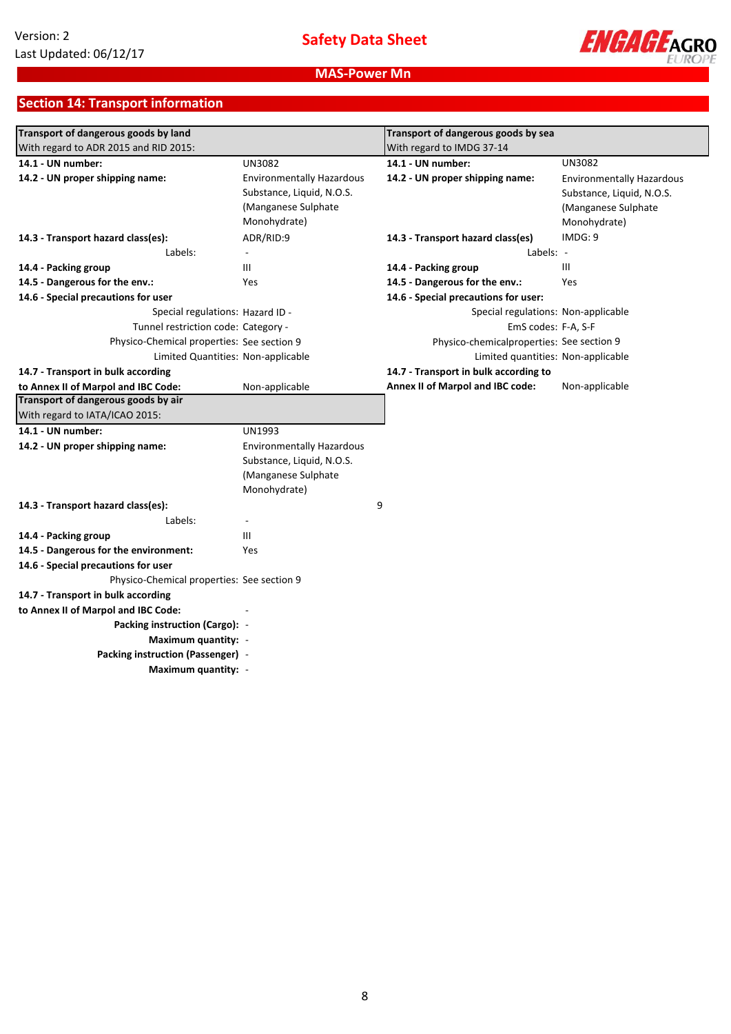## Section 14: Transport information

| Transport of dangerous goods by land<br>With regard to ADR 2015 and RID 2015: | |
|---|---|
| **14.1 - UN number:** | UN3082 |
| **14.2 - UN proper shipping name:** | Environmentally Hazardous Substance, Liquid, N.O.S. (Manganese Sulphate Monohydrate) |
| **14.3 - Transport hazard class(es):** | ADR/RID:9 |
| Labels: | - |
| **14.4 - Packing group** | III |
| **14.5 - Dangerous for the env.:** | Yes |
| **14.6 - Special precautions for user** | |
| Special regulations: | Hazard ID - |
| Tunnel restriction code: | Category - |
| Physico-Chemical properties: | See section 9 |
| Limited Quantities: | Non-applicable |
| **14.7 - Transport in bulk according to Annex II of Marpol and IBC Code:** | Non-applicable |

| Transport of dangerous goods by sea<br>With regard to IMDG 37-14 | |
|---|---|
| **14.1 - UN number:** | UN3082 |
| **14.2 - UN proper shipping name:** | Environmentally Hazardous Substance, Liquid, N.O.S. (Manganese Sulphate Monohydrate) |
| **14.3 - Transport hazard class(es)** | IMDG: 9 |
| Labels: | - |
| **14.4 - Packing group** | III |
| **14.5 - Dangerous for the env.:** | Yes |
| **14.6 - Special precautions for user:** | |
| Special regulations: | Non-applicable |
| EmS codes: | F-A, S-F |
| Physico-chemicalproperties: | See section 9 |
| Limited quantities: | Non-applicable |
| **14.7 - Transport in bulk according to Annex II of Marpol and IBC code:** | Non-applicable |

| Transport of dangerous goods by air<br>With regard to IATA/ICAO 2015: | |
|---|---|
| **14.1 - UN number:** | UN1993 |
| **14.2 - UN proper shipping name:** | Environmentally Hazardous Substance, Liquid, N.O.S. (Manganese Sulphate Monohydrate) |
| **14.3 - Transport hazard class(es):** | 9 |
| Labels: | - |
| **14.4 - Packing group** | III |
| **14.5 - Dangerous for the environment:** | Yes |
| **14.6 - Special precautions for user** | |
| Physico-Chemical properties: | See section 9 |
| **14.7 - Transport in bulk according to Annex II of Marpol and IBC Code:** | - |
| **Packing instruction (Cargo):** | - |
| **Maximum quantity:** | - |
| **Packing instruction (Passenger)** | - |
| **Maximum quantity:** | - |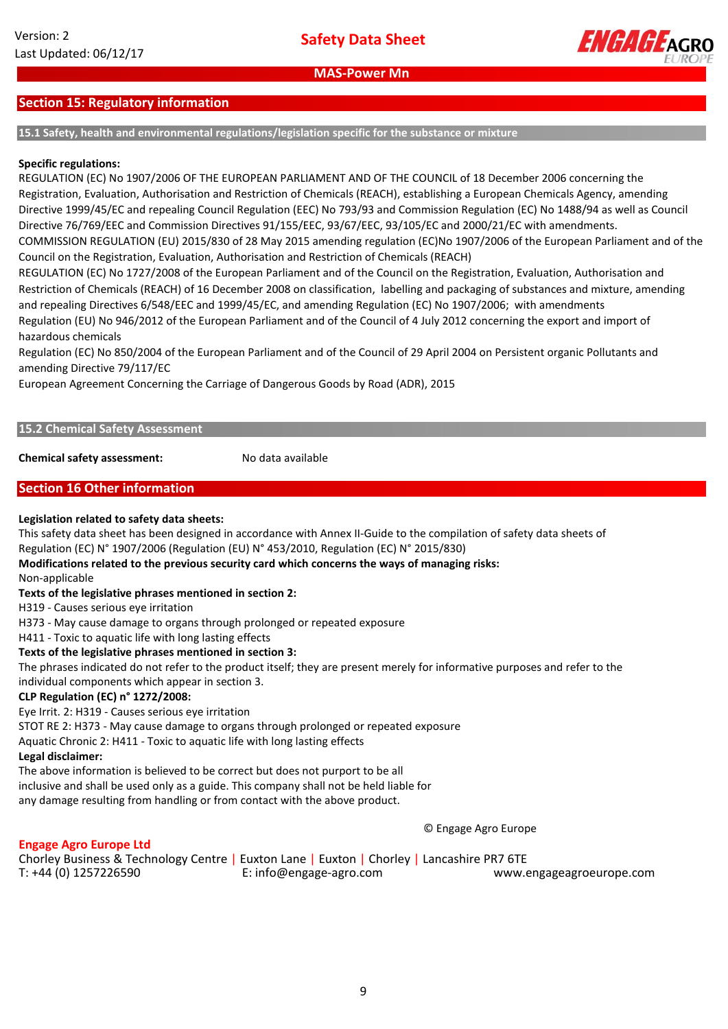## Section 15: Regulatory information

### 15.1 Safety, health and environmental regulations/legislation specific for the substance or mixture

**Specific regulations:**

REGULATION (EC) No 1907/2006 OF THE EUROPEAN PARLIAMENT AND OF THE COUNCIL of 18 December 2006 concerning the Registration, Evaluation, Authorisation and Restriction of Chemicals (REACH), establishing a European Chemicals Agency, amending Directive 1999/45/EC and repealing Council Regulation (EEC) No 793/93 and Commission Regulation (EC) No 1488/94 as well as Council Directive 76/769/EEC and Commission Directives 91/155/EEC, 93/67/EEC, 93/105/EC and 2000/21/EC with amendments.

COMMISSION REGULATION (EU) 2015/830 of 28 May 2015 amending regulation (EC)No 1907/2006 of the European Parliament and of the Council on the Registration, Evaluation, Authorisation and Restriction of Chemicals (REACH)

REGULATION (EC) No 1727/2008 of the European Parliament and of the Council on the Registration, Evaluation, Authorisation and Restriction of Chemicals (REACH) of 16 December 2008 on classification, labelling and packaging of substances and mixture, amending and repealing Directives 6/548/EEC and 1999/45/EC, and amending Regulation (EC) No 1907/2006; with amendments

Regulation (EU) No 946/2012 of the European Parliament and of the Council of 4 July 2012 concerning the export and import of hazardous chemicals

Regulation (EC) No 850/2004 of the European Parliament and of the Council of 29 April 2004 on Persistent organic Pollutants and amending Directive 79/117/EC

European Agreement Concerning the Carriage of Dangerous Goods by Road (ADR), 2015

### 15.2 Chemical Safety Assessment

**Chemical safety assessment:** No data available

## Section 16 Other information

**Legislation related to safety data sheets:**

This safety data sheet has been designed in accordance with Annex II-Guide to the compilation of safety data sheets of Regulation (EC) N° 1907/2006 (Regulation (EU) N° 453/2010, Regulation (EC) N° 2015/830)

**Modifications related to the previous security card which concerns the ways of managing risks:**

Non-applicable

**Texts of the legislative phrases mentioned in section 2:**

H319 - Causes serious eye irritation

H373 - May cause damage to organs through prolonged or repeated exposure

H411 - Toxic to aquatic life with long lasting effects

**Texts of the legislative phrases mentioned in section 3:**

The phrases indicated do not refer to the product itself; they are present merely for informative purposes and refer to the individual components which appear in section 3.

**CLP Regulation (EC) n° 1272/2008:**

Eye Irrit. 2: H319 - Causes serious eye irritation

STOT RE 2: H373 - May cause damage to organs through prolonged or repeated exposure

Aquatic Chronic 2: H411 - Toxic to aquatic life with long lasting effects

**Legal disclaimer:**

The above information is believed to be correct but does not purport to be all inclusive and shall be used only as a guide. This company shall not be held liable for any damage resulting from handling or from contact with the above product.

© Engage Agro Europe

**Engage Agro Europe Ltd**

Chorley Business & Technology Centre | Euxton Lane | Euxton | Chorley | Lancashire PR7 6TE

T: +44 (0) 1257226590 E: info@engage-agro.com www.engageagroeurope.com